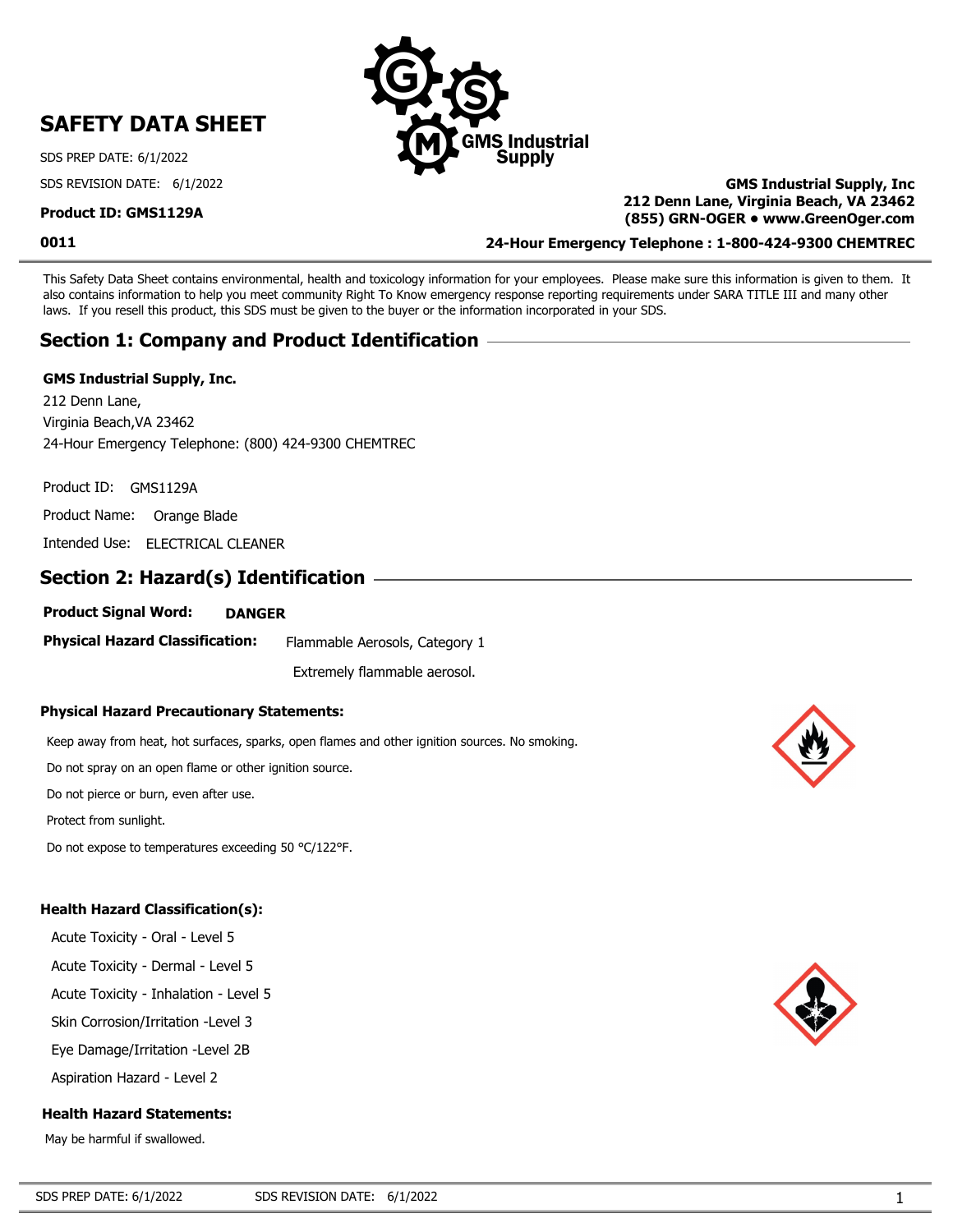# SAFETY DATA SHEET

SDS PREP DATE: 6/1/2022

SDS REVISION DATE: 6/1/2022

**Product ID: GMS1129A**

**0011**

**GMS Industrial Supply, Inc**
**212 Denn Lane, Virginia Beach, VA 23462**
**(855) GRN-OGER • www.GreenOger.com**

**24-Hour Emergency Telephone : 1-800-424-9300 CHEMTREC**

This Safety Data Sheet contains environmental, health and toxicology information for your employees. Please make sure this information is given to them. It also contains information to help you meet community Right To Know emergency response reporting requirements under SARA TITLE III and many other laws. If you resell this product, this SDS must be given to the buyer or the information incorporated in your SDS.

## Section 1: Company and Product Identification

**GMS Industrial Supply, Inc.**
212 Denn Lane,
Virginia Beach,VA 23462
24-Hour Emergency Telephone: (800) 424-9300 CHEMTREC

Product ID: GMS1129A

Product Name: Orange Blade

Intended Use: ELECTRICAL CLEANER

## Section 2: Hazard(s) Identification

**Product Signal Word:** **DANGER**

**Physical Hazard Classification:** Flammable Aerosols, Category 1

Extremely flammable aerosol.

### Physical Hazard Precautionary Statements:

Keep away from heat, hot surfaces, sparks, open flames and other ignition sources. No smoking.

Do not spray on an open flame or other ignition source.

Do not pierce or burn, even after use.

Protect from sunlight.

Do not expose to temperatures exceeding 50 °C/122°F.

### Health Hazard Classification(s):

Acute Toxicity - Oral - Level 5

Acute Toxicity - Dermal - Level 5

Acute Toxicity - Inhalation - Level 5

Skin Corrosion/Irritation -Level 3

Eye Damage/Irritation -Level 2B

Aspiration Hazard - Level 2

### Health Hazard Statements:

May be harmful if swallowed.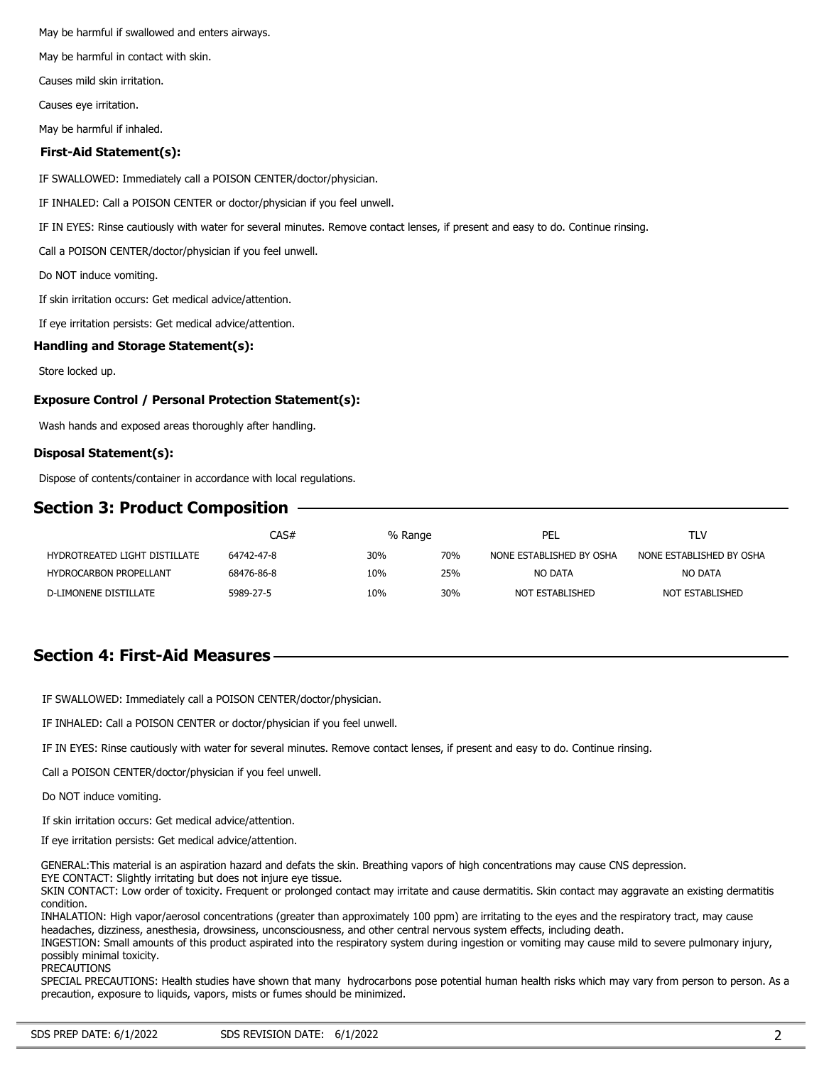May be harmful if swallowed and enters airways.

May be harmful in contact with skin.

Causes mild skin irritation.

Causes eye irritation.

May be harmful if inhaled.

### First-Aid Statement(s):

IF SWALLOWED: Immediately call a POISON CENTER/doctor/physician.

IF INHALED: Call a POISON CENTER or doctor/physician if you feel unwell.

IF IN EYES: Rinse cautiously with water for several minutes. Remove contact lenses, if present and easy to do. Continue rinsing.

Call a POISON CENTER/doctor/physician if you feel unwell.

Do NOT induce vomiting.

If skin irritation occurs: Get medical advice/attention.

If eye irritation persists: Get medical advice/attention.

### Handling and Storage Statement(s):

Store locked up.

### Exposure Control / Personal Protection Statement(s):

Wash hands and exposed areas thoroughly after handling.

### Disposal Statement(s):

Dispose of contents/container in accordance with local regulations.

## Section 3: Product Composition

| | CAS# | % Range | | PEL | TLV |
|---|---|---|---|---|---|
| HYDROTREATED LIGHT DISTILLATE | 64742-47-8 | 30% | 70% | NONE ESTABLISHED BY OSHA | NONE ESTABLISHED BY OSHA |
| HYDROCARBON PROPELLANT | 68476-86-8 | 10% | 25% | NO DATA | NO DATA |
| D-LIMONENE DISTILLATE | 5989-27-5 | 10% | 30% | NOT ESTABLISHED | NOT ESTABLISHED |

## Section 4: First-Aid Measures

IF SWALLOWED: Immediately call a POISON CENTER/doctor/physician.

IF INHALED: Call a POISON CENTER or doctor/physician if you feel unwell.

IF IN EYES: Rinse cautiously with water for several minutes. Remove contact lenses, if present and easy to do. Continue rinsing.

Call a POISON CENTER/doctor/physician if you feel unwell.

Do NOT induce vomiting.

If skin irritation occurs: Get medical advice/attention.

If eye irritation persists: Get medical advice/attention.

GENERAL:This material is an aspiration hazard and defats the skin. Breathing vapors of high concentrations may cause CNS depression.
EYE CONTACT: Slightly irritating but does not injure eye tissue.
SKIN CONTACT: Low order of toxicity. Frequent or prolonged contact may irritate and cause dermatitis. Skin contact may aggravate an existing dermatitis condition.
INHALATION: High vapor/aerosol concentrations (greater than approximately 100 ppm) are irritating to the eyes and the respiratory tract, may cause headaches, dizziness, anesthesia, drowsiness, unconsciousness, and other central nervous system effects, including death.
INGESTION: Small amounts of this product aspirated into the respiratory system during ingestion or vomiting may cause mild to severe pulmonary injury, possibly minimal toxicity.
PRECAUTIONS
SPECIAL PRECAUTIONS: Health studies have shown that many hydrocarbons pose potential human health risks which may vary from person to person. As a precaution, exposure to liquids, vapors, mists or fumes should be minimized.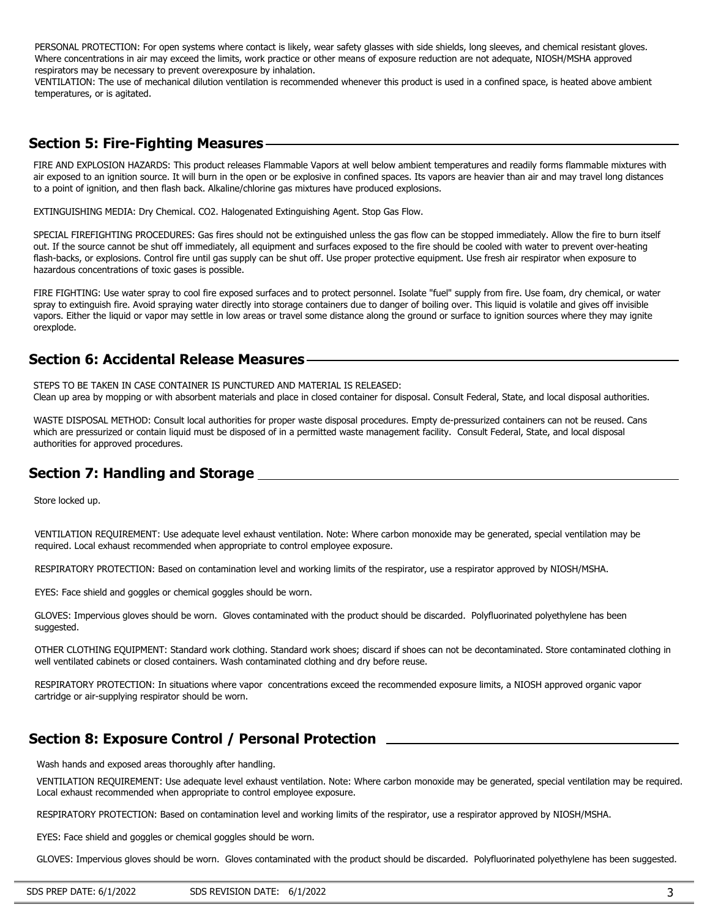PERSONAL PROTECTION: For open systems where contact is likely, wear safety glasses with side shields, long sleeves, and chemical resistant gloves. Where concentrations in air may exceed the limits, work practice or other means of exposure reduction are not adequate, NIOSH/MSHA approved respirators may be necessary to prevent overexposure by inhalation.
VENTILATION: The use of mechanical dilution ventilation is recommended whenever this product is used in a confined space, is heated above ambient temperatures, or is agitated.

## Section 5: Fire-Fighting Measures

FIRE AND EXPLOSION HAZARDS: This product releases Flammable Vapors at well below ambient temperatures and readily forms flammable mixtures with air exposed to an ignition source. It will burn in the open or be explosive in confined spaces. Its vapors are heavier than air and may travel long distances to a point of ignition, and then flash back. Alkaline/chlorine gas mixtures have produced explosions.

EXTINGUISHING MEDIA: Dry Chemical. $CO_2$. Halogenated Extinguishing Agent. Stop Gas Flow.

SPECIAL FIREFIGHTING PROCEDURES: Gas fires should not be extinguished unless the gas flow can be stopped immediately. Allow the fire to burn itself out. If the source cannot be shut off immediately, all equipment and surfaces exposed to the fire should be cooled with water to prevent over-heating flash-backs, or explosions. Control fire until gas supply can be shut off. Use proper protective equipment. Use fresh air respirator when exposure to hazardous concentrations of toxic gases is possible.

FIRE FIGHTING: Use water spray to cool fire exposed surfaces and to protect personnel. Isolate "fuel" supply from fire. Use foam, dry chemical, or water spray to extinguish fire. Avoid spraying water directly into storage containers due to danger of boiling over. This liquid is volatile and gives off invisible vapors. Either the liquid or vapor may settle in low areas or travel some distance along the ground or surface to ignition sources where they may ignite orexplode.

## Section 6: Accidental Release Measures

STEPS TO BE TAKEN IN CASE CONTAINER IS PUNCTURED AND MATERIAL IS RELEASED:
Clean up area by mopping or with absorbent materials and place in closed container for disposal. Consult Federal, State, and local disposal authorities.

WASTE DISPOSAL METHOD: Consult local authorities for proper waste disposal procedures. Empty de-pressurized containers can not be reused. Cans which are pressurized or contain liquid must be disposed of in a permitted waste management facility. Consult Federal, State, and local disposal authorities for approved procedures.

## Section 7: Handling and Storage

Store locked up.

VENTILATION REQUIREMENT: Use adequate level exhaust ventilation. Note: Where carbon monoxide may be generated, special ventilation may be required. Local exhaust recommended when appropriate to control employee exposure.

RESPIRATORY PROTECTION: Based on contamination level and working limits of the respirator, use a respirator approved by NIOSH/MSHA.

EYES: Face shield and goggles or chemical goggles should be worn.

GLOVES: Impervious gloves should be worn. Gloves contaminated with the product should be discarded. Polyfluorinated polyethylene has been suggested.

OTHER CLOTHING EQUIPMENT: Standard work clothing. Standard work shoes; discard if shoes can not be decontaminated. Store contaminated clothing in well ventilated cabinets or closed containers. Wash contaminated clothing and dry before reuse.

RESPIRATORY PROTECTION: In situations where vapor concentrations exceed the recommended exposure limits, a NIOSH approved organic vapor cartridge or air-supplying respirator should be worn.

## Section 8: Exposure Control / Personal Protection

Wash hands and exposed areas thoroughly after handling.

VENTILATION REQUIREMENT: Use adequate level exhaust ventilation. Note: Where carbon monoxide may be generated, special ventilation may be required. Local exhaust recommended when appropriate to control employee exposure.

RESPIRATORY PROTECTION: Based on contamination level and working limits of the respirator, use a respirator approved by NIOSH/MSHA.

EYES: Face shield and goggles or chemical goggles should be worn.

GLOVES: Impervious gloves should be worn. Gloves contaminated with the product should be discarded. Polyfluorinated polyethylene has been suggested.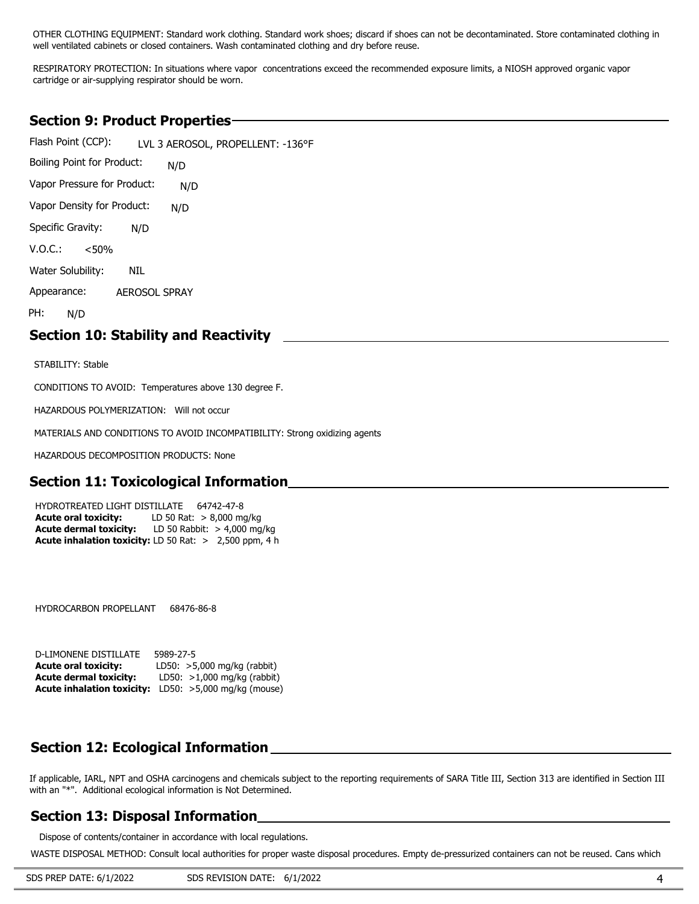OTHER CLOTHING EQUIPMENT: Standard work clothing. Standard work shoes; discard if shoes can not be decontaminated. Store contaminated clothing in well ventilated cabinets or closed containers. Wash contaminated clothing and dry before reuse.

RESPIRATORY PROTECTION: In situations where vapor concentrations exceed the recommended exposure limits, a NIOSH approved organic vapor cartridge or air-supplying respirator should be worn.

## Section 9: Product Properties

Flash Point (CCP): LVL 3 AEROSOL, PROPELLENT: -136°F

Boiling Point for Product: N/D

Vapor Pressure for Product: N/D

Vapor Density for Product: N/D

Specific Gravity: N/D

V.O.C.: <50%

Water Solubility: NIL

Appearance: AEROSOL SPRAY

PH: N/D

## Section 10: Stability and Reactivity

STABILITY: Stable

CONDITIONS TO AVOID: Temperatures above 130 degree F.

HAZARDOUS POLYMERIZATION: Will not occur

MATERIALS AND CONDITIONS TO AVOID INCOMPATIBILITY: Strong oxidizing agents

HAZARDOUS DECOMPOSITION PRODUCTS: None

## Section 11: Toxicological Information

HYDROTREATED LIGHT DISTILLATE 64742-47-8
**Acute oral toxicity:** LD 50 Rat: > 8,000 mg/kg
**Acute dermal toxicity:** LD 50 Rabbit: > 4,000 mg/kg
**Acute inhalation toxicity:** LD 50 Rat: > 2,500 ppm, 4 h

HYDROCARBON PROPELLANT 68476-86-8

D-LIMONENE DISTILLATE 5989-27-5
**Acute oral toxicity:** LD50: >5,000 mg/kg (rabbit)
**Acute dermal toxicity:** LD50: >1,000 mg/kg (rabbit)
**Acute inhalation toxicity:** LD50: >5,000 mg/kg (mouse)

## Section 12: Ecological Information

If applicable, IARL, NPT and OSHA carcinogens and chemicals subject to the reporting requirements of SARA Title III, Section 313 are identified in Section III with an "*". Additional ecological information is Not Determined.

## Section 13: Disposal Information

Dispose of contents/container in accordance with local regulations.

WASTE DISPOSAL METHOD: Consult local authorities for proper waste disposal procedures. Empty de-pressurized containers can not be reused. Cans which

SDS PREP DATE: 6/1/2022 SDS REVISION DATE: 6/1/2022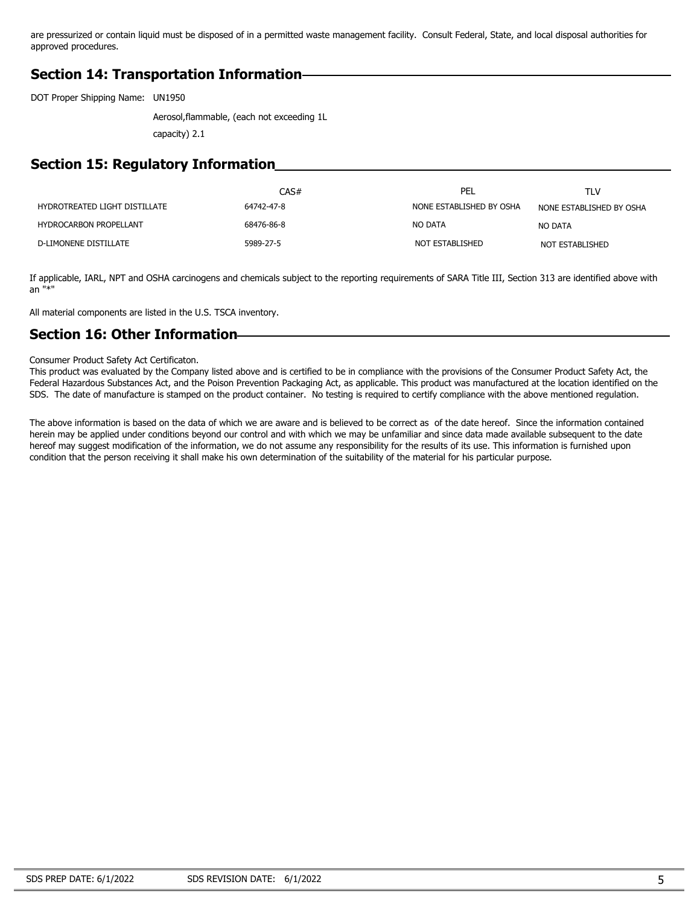are pressurized or contain liquid must be disposed of in a permitted waste management facility. Consult Federal, State, and local disposal authorities for approved procedures.

## Section 14: Transportation Information

DOT Proper Shipping Name: UN1950

Aerosol,flammable, (each not exceeding 1L

capacity) 2.1

## Section 15: Regulatory Information

| | CAS# | PEL | TLV |
|---|---|---|---|
| HYDROTREATED LIGHT DISTILLATE | 64742-47-8 | NONE ESTABLISHED BY OSHA | NONE ESTABLISHED BY OSHA |
| HYDROCARBON PROPELLANT | 68476-86-8 | NO DATA | NO DATA |
| D-LIMONENE DISTILLATE | 5989-27-5 | NOT ESTABLISHED | NOT ESTABLISHED |

If applicable, IARL, NPT and OSHA carcinogens and chemicals subject to the reporting requirements of SARA Title III, Section 313 are identified above with an "*"

All material components are listed in the U.S. TSCA inventory.

## Section 16: Other Information

Consumer Product Safety Act Certificaton.
This product was evaluated by the Company listed above and is certified to be in compliance with the provisions of the Consumer Product Safety Act, the Federal Hazardous Substances Act, and the Poison Prevention Packaging Act, as applicable. This product was manufactured at the location identified on the SDS. The date of manufacture is stamped on the product container. No testing is required to certify compliance with the above mentioned regulation.

The above information is based on the data of which we are aware and is believed to be correct as of the date hereof. Since the information contained herein may be applied under conditions beyond our control and with which we may be unfamiliar and since data made available subsequent to the date hereof may suggest modification of the information, we do not assume any responsibility for the results of its use. This information is furnished upon condition that the person receiving it shall make his own determination of the suitability of the material for his particular purpose.

SDS PREP DATE: 6/1/2022 SDS REVISION DATE: 6/1/2022